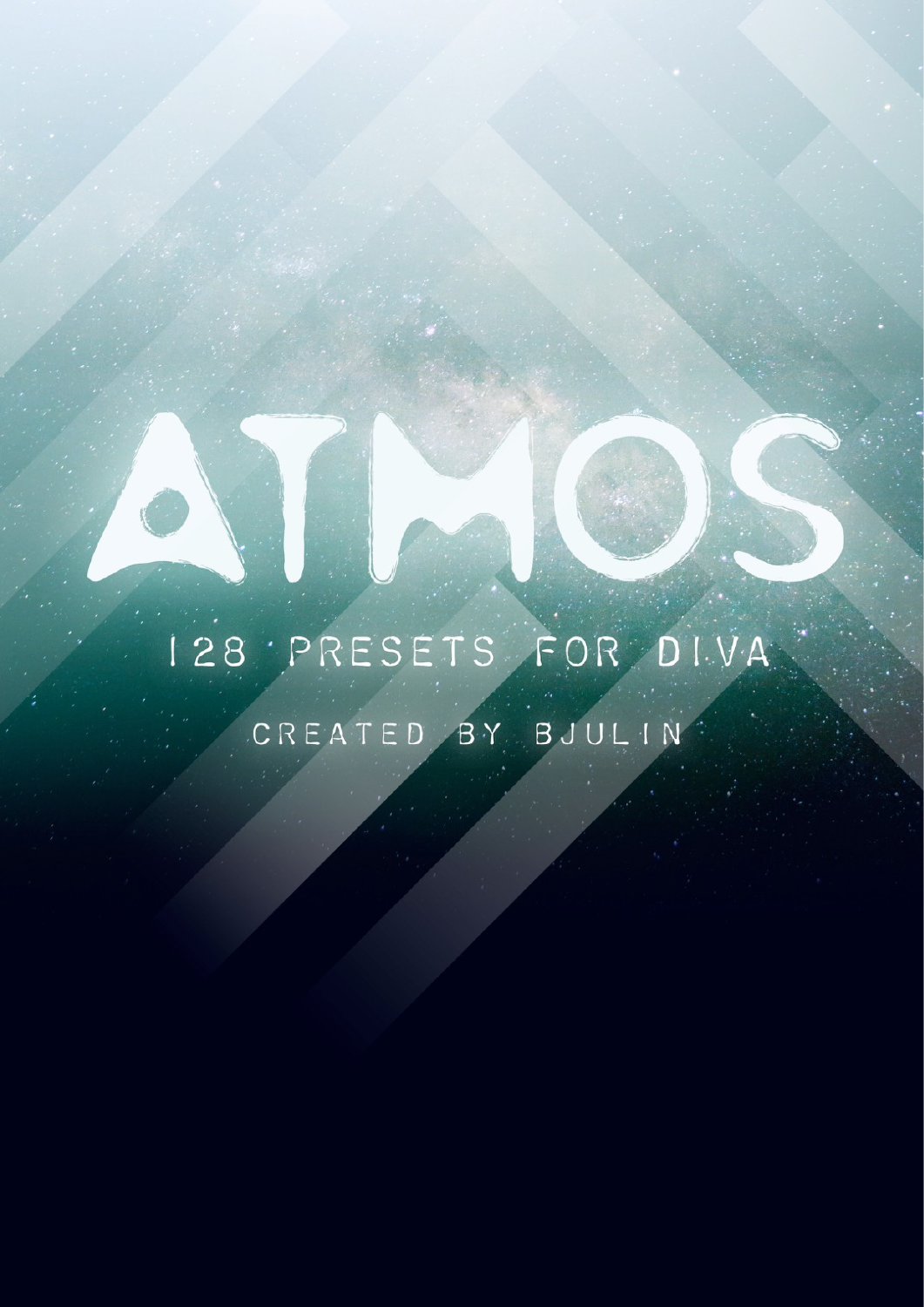# ATMOS

128 PRESETS FOR DIVA

CREATED BY BJULIN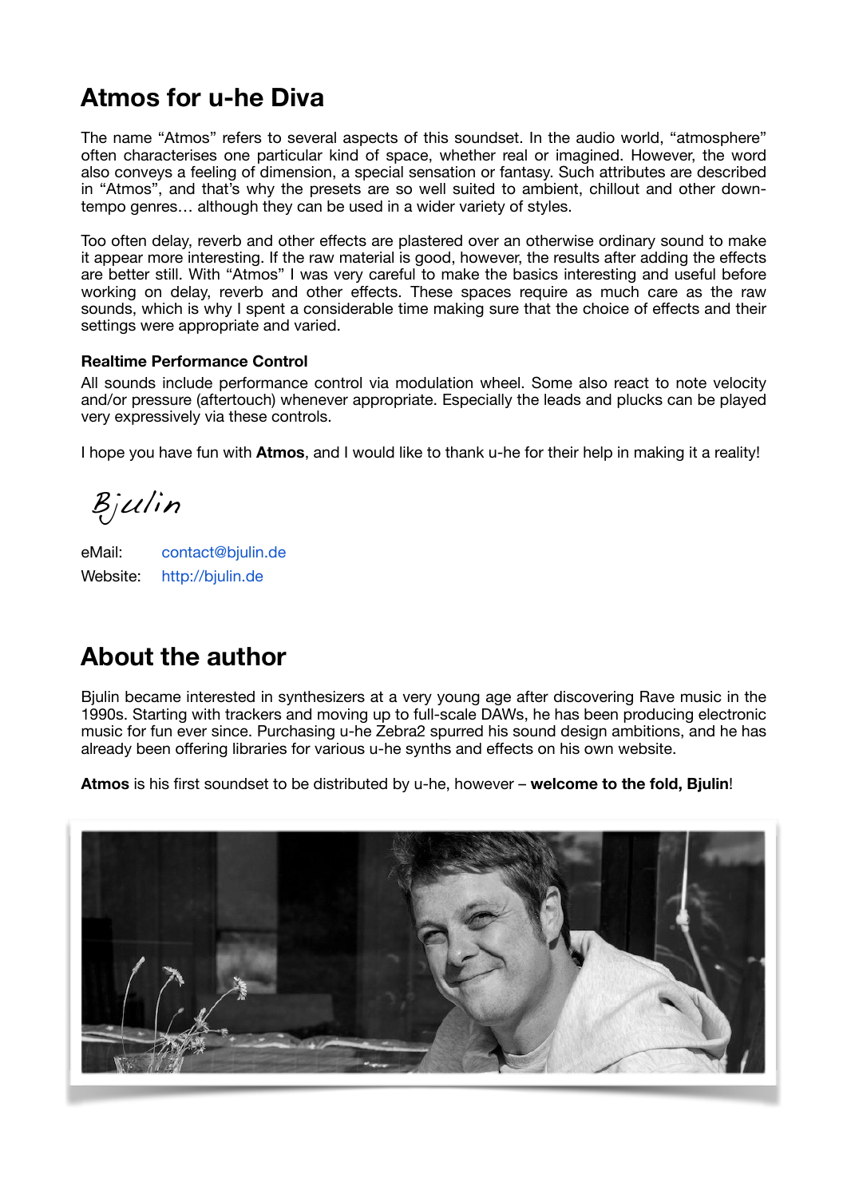# Atmos for u-he Diva

The name "Atmos" refers to several aspects of this soundset. In the audio world, "atmosphere" often characterises one particular kind of space, whether real or imagined. However, the word also conveys a feeling of dimension, a special sensation or fantasy. Such attributes are described in "Atmos", and that's why the presets are so well suited to ambient, chillout and other down-tempo genres… although they can be used in a wider variety of styles.

Too often delay, reverb and other effects are plastered over an otherwise ordinary sound to make it appear more interesting. If the raw material is good, however, the results after adding the effects are better still. With "Atmos" I was very careful to make the basics interesting and useful before working on delay, reverb and other effects. These spaces require as much care as the raw sounds, which is why I spent a considerable time making sure that the choice of effects and their settings were appropriate and varied.

### Realtime Performance Control

All sounds include performance control via modulation wheel. Some also react to note velocity and/or pressure (aftertouch) whenever appropriate. Especially the leads and plucks can be played very expressively via these controls.

I hope you have fun with **Atmos**, and I would like to thank u-he for their help in making it a reality!

*Bjulin*

eMail: contact@bjulin.de
Website: http://bjulin.de

# About the author

Bjulin became interested in synthesizers at a very young age after discovering Rave music in the 1990s. Starting with trackers and moving up to full-scale DAWs, he has been producing electronic music for fun ever since. Purchasing u-he Zebra2 spurred his sound design ambitions, and he has already been offering libraries for various u-he synths and effects on his own website.

**Atmos** is his first soundset to be distributed by u-he, however – **welcome to the fold, Bjulin**!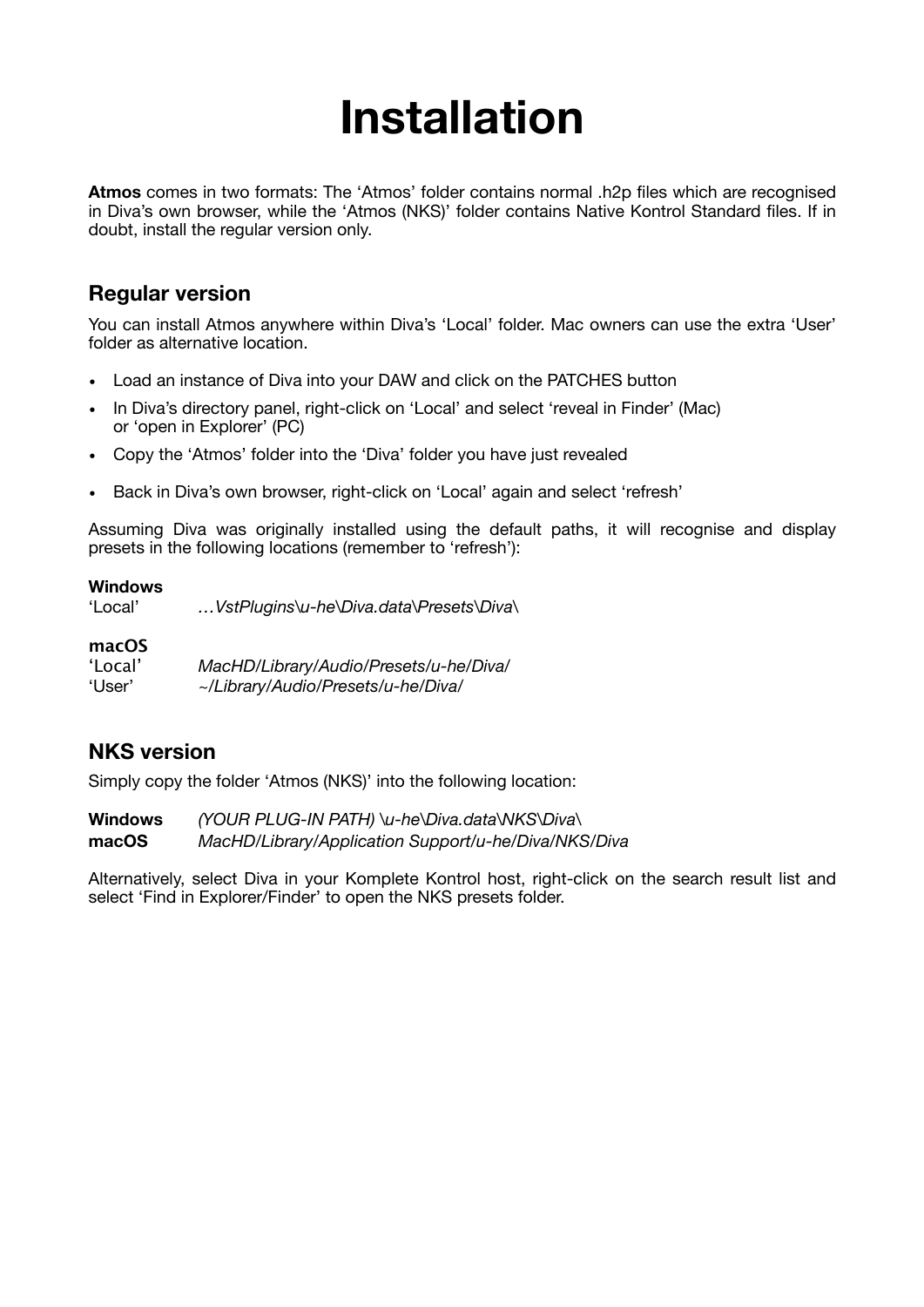# Installation

**Atmos** comes in two formats: The ‘Atmos’ folder contains normal .h2p files which are recognised in Diva’s own browser, while the ‘Atmos (NKS)’ folder contains Native Kontrol Standard files. If in doubt, install the regular version only.

## Regular version

You can install Atmos anywhere within Diva’s ‘Local’ folder. Mac owners can use the extra ‘User’ folder as alternative location.

- Load an instance of Diva into your DAW and click on the PATCHES button
- In Diva’s directory panel, right-click on ‘Local’ and select ‘reveal in Finder’ (Mac) or ‘open in Explorer’ (PC)
- Copy the ‘Atmos’ folder into the ‘Diva’ folder you have just revealed
- Back in Diva’s own browser, right-click on ‘Local’ again and select ‘refresh’

Assuming Diva was originally installed using the default paths, it will recognise and display presets in the following locations (remember to ‘refresh’):

**Windows**
‘Local’ *…VstPlugins\u-he\Diva.data\Presets\Diva\*

**macOS**
‘Local’ *MacHD/Library/Audio/Presets/u-he/Diva/*
‘User’ *~/Library/Audio/Presets/u-he/Diva/*

## NKS version

Simply copy the folder ‘Atmos (NKS)’ into the following location:

**Windows** *(YOUR PLUG-IN PATH) \u-he\Diva.data\NKS\Diva\*
**macOS** *MacHD/Library/Application Support/u-he/Diva/NKS/Diva*

Alternatively, select Diva in your Komplete Kontrol host, right-click on the search result list and select ‘Find in Explorer/Finder’ to open the NKS presets folder.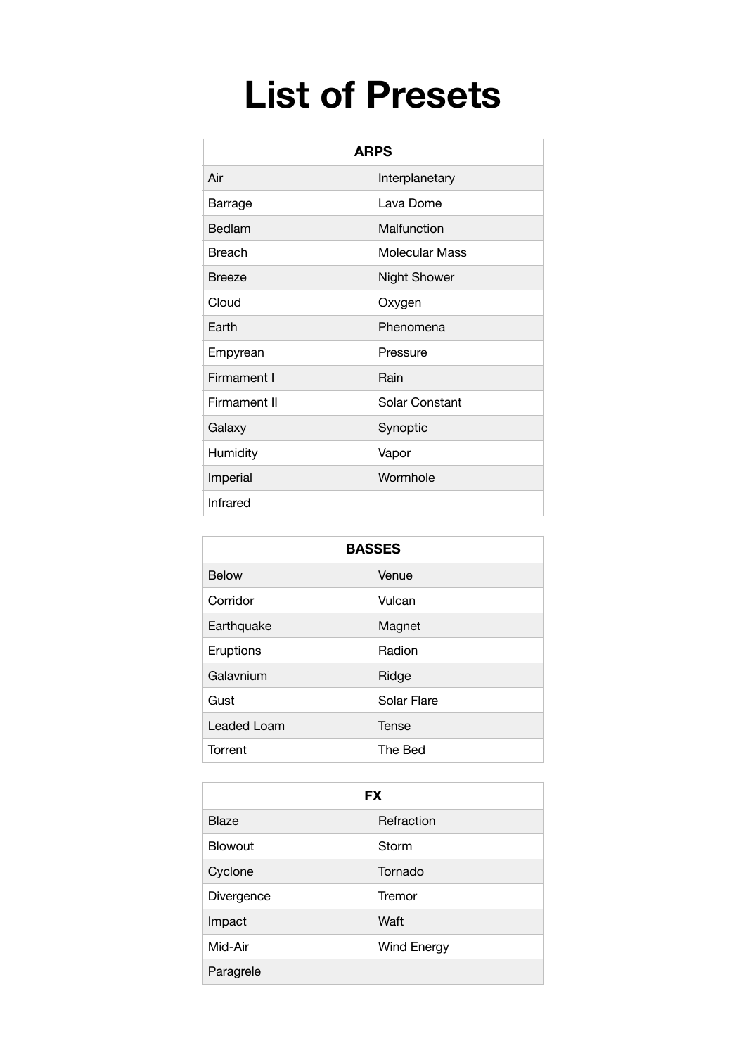# List of Presets

| ARPS | |
|---|---|
| Air | Interplanetary |
| Barrage | Lava Dome |
| Bedlam | Malfunction |
| Breach | Molecular Mass |
| Breeze | Night Shower |
| Cloud | Oxygen |
| Earth | Phenomena |
| Empyrean | Pressure |
| Firmament I | Rain |
| Firmament II | Solar Constant |
| Galaxy | Synoptic |
| Humidity | Vapor |
| Imperial | Wormhole |
| Infrared | |

| BASSES | |
|---|---|
| Below | Venue |
| Corridor | Vulcan |
| Earthquake | Magnet |
| Eruptions | Radion |
| Galavnium | Ridge |
| Gust | Solar Flare |
| Leaded Loam | Tense |
| Torrent | The Bed |

| FX | |
|---|---|
| Blaze | Refraction |
| Blowout | Storm |
| Cyclone | Tornado |
| Divergence | Tremor |
| Impact | Waft |
| Mid-Air | Wind Energy |
| Paragrele | |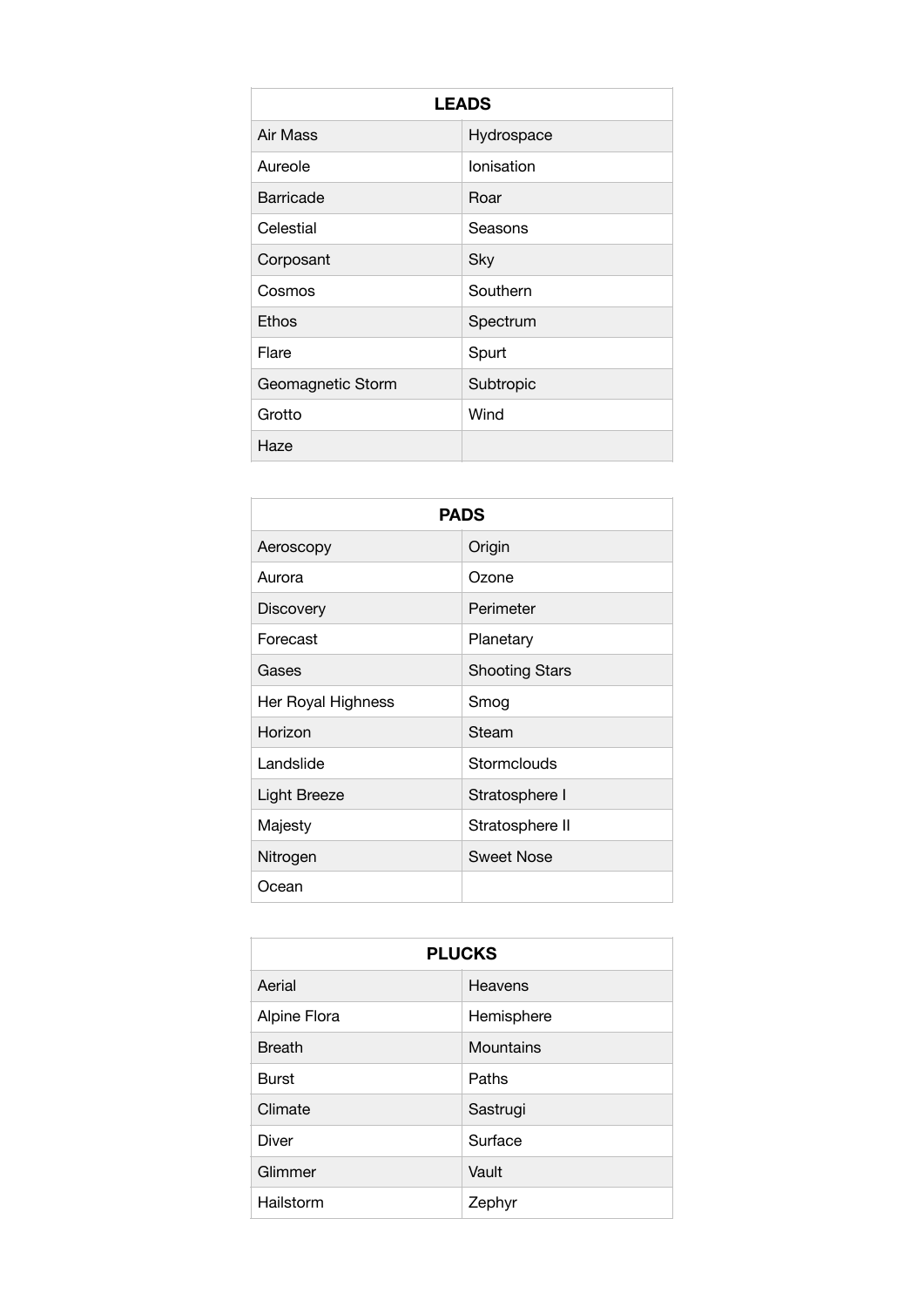| LEADS | |
|---|---|
| Air Mass | Hydrospace |
| Aureole | Ionisation |
| Barricade | Roar |
| Celestial | Seasons |
| Corposant | Sky |
| Cosmos | Southern |
| Ethos | Spectrum |
| Flare | Spurt |
| Geomagnetic Storm | Subtropic |
| Grotto | Wind |
| Haze | |

| PADS | |
|---|---|
| Aeroscopy | Origin |
| Aurora | Ozone |
| Discovery | Perimeter |
| Forecast | Planetary |
| Gases | Shooting Stars |
| Her Royal Highness | Smog |
| Horizon | Steam |
| Landslide | Stormclouds |
| Light Breeze | Stratosphere I |
| Majesty | Stratosphere II |
| Nitrogen | Sweet Nose |
| Ocean | |

| PLUCKS | |
|---|---|
| Aerial | Heavens |
| Alpine Flora | Hemisphere |
| Breath | Mountains |
| Burst | Paths |
| Climate | Sastrugi |
| Diver | Surface |
| Glimmer | Vault |
| Hailstorm | Zephyr |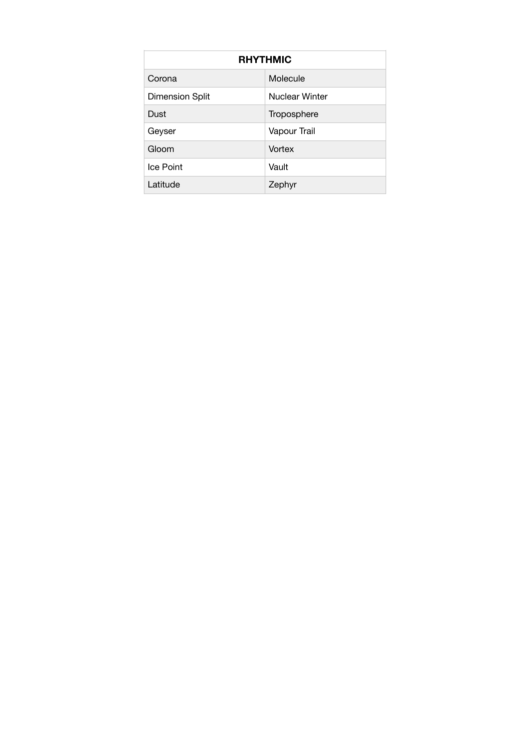| RHYTHMIC | |
|---|---|
| Corona | Molecule |
| Dimension Split | Nuclear Winter |
| Dust | Troposphere |
| Geyser | Vapour Trail |
| Gloom | Vortex |
| Ice Point | Vault |
| Latitude | Zephyr |